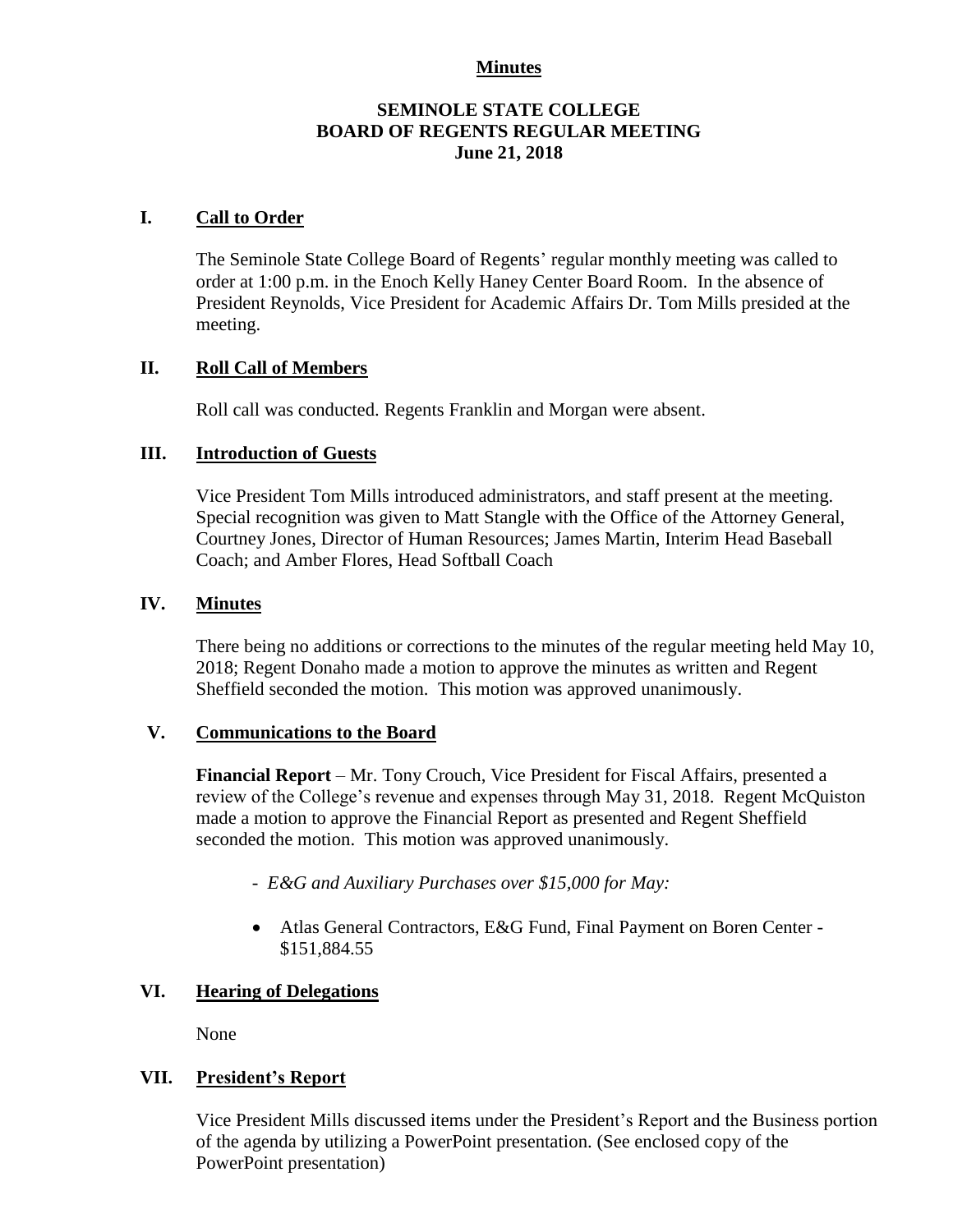**Minutes**

**SEMINOLE STATE COLLEGE**
**BOARD OF REGENTS REGULAR MEETING**
**June 21, 2018**

## I. Call to Order

The Seminole State College Board of Regents' regular monthly meeting was called to order at 1:00 p.m. in the Enoch Kelly Haney Center Board Room. In the absence of President Reynolds, Vice President for Academic Affairs Dr. Tom Mills presided at the meeting.

## II. Roll Call of Members

Roll call was conducted. Regents Franklin and Morgan were absent.

## III. Introduction of Guests

Vice President Tom Mills introduced administrators, and staff present at the meeting. Special recognition was given to Matt Stangle with the Office of the Attorney General, Courtney Jones, Director of Human Resources; James Martin, Interim Head Baseball Coach; and Amber Flores, Head Softball Coach

## IV. Minutes

There being no additions or corrections to the minutes of the regular meeting held May 10, 2018; Regent Donaho made a motion to approve the minutes as written and Regent Sheffield seconded the motion. This motion was approved unanimously.

## V. Communications to the Board

**Financial Report** – Mr. Tony Crouch, Vice President for Fiscal Affairs, presented a review of the College's revenue and expenses through May 31, 2018. Regent McQuiston made a motion to approve the Financial Report as presented and Regent Sheffield seconded the motion. This motion was approved unanimously.

- *E&G and Auxiliary Purchases over $15,000 for May:*

- Atlas General Contractors, E&G Fund, Final Payment on Boren Center - $151,884.55

## VI. Hearing of Delegations

None

## VII. President's Report

Vice President Mills discussed items under the President's Report and the Business portion of the agenda by utilizing a PowerPoint presentation. (See enclosed copy of the PowerPoint presentation)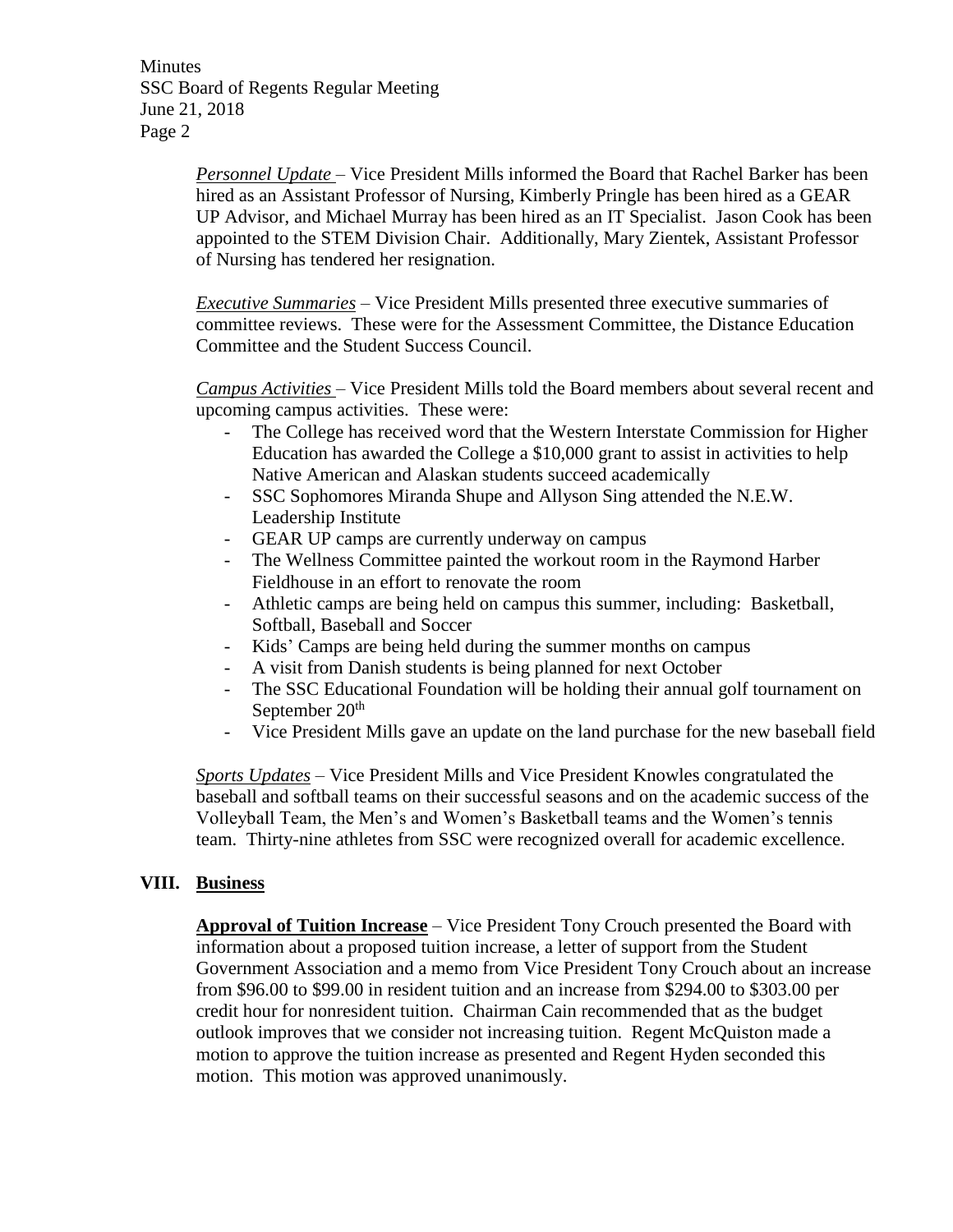*Personnel Update* – Vice President Mills informed the Board that Rachel Barker has been hired as an Assistant Professor of Nursing, Kimberly Pringle has been hired as a GEAR UP Advisor, and Michael Murray has been hired as an IT Specialist. Jason Cook has been appointed to the STEM Division Chair. Additionally, Mary Zientek, Assistant Professor of Nursing has tendered her resignation.

*Executive Summaries* – Vice President Mills presented three executive summaries of committee reviews. These were for the Assessment Committee, the Distance Education Committee and the Student Success Council.

*Campus Activities* – Vice President Mills told the Board members about several recent and upcoming campus activities. These were:

- The College has received word that the Western Interstate Commission for Higher Education has awarded the College a $10,000 grant to assist in activities to help Native American and Alaskan students succeed academically
- SSC Sophomores Miranda Shupe and Allyson Sing attended the N.E.W. Leadership Institute
- GEAR UP camps are currently underway on campus
- The Wellness Committee painted the workout room in the Raymond Harber Fieldhouse in an effort to renovate the room
- Athletic camps are being held on campus this summer, including: Basketball, Softball, Baseball and Soccer
- Kids' Camps are being held during the summer months on campus
- A visit from Danish students is being planned for next October
- The SSC Educational Foundation will be holding their annual golf tournament on September 20th
- Vice President Mills gave an update on the land purchase for the new baseball field

*Sports Updates* – Vice President Mills and Vice President Knowles congratulated the baseball and softball teams on their successful seasons and on the academic success of the Volleyball Team, the Men's and Women's Basketball teams and the Women's tennis team. Thirty-nine athletes from SSC were recognized overall for academic excellence.

## VIII. Business

**Approval of Tuition Increase** – Vice President Tony Crouch presented the Board with information about a proposed tuition increase, a letter of support from the Student Government Association and a memo from Vice President Tony Crouch about an increase from $96.00 to $99.00 in resident tuition and an increase from $294.00 to $303.00 per credit hour for nonresident tuition. Chairman Cain recommended that as the budget outlook improves that we consider not increasing tuition. Regent McQuiston made a motion to approve the tuition increase as presented and Regent Hyden seconded this motion. This motion was approved unanimously.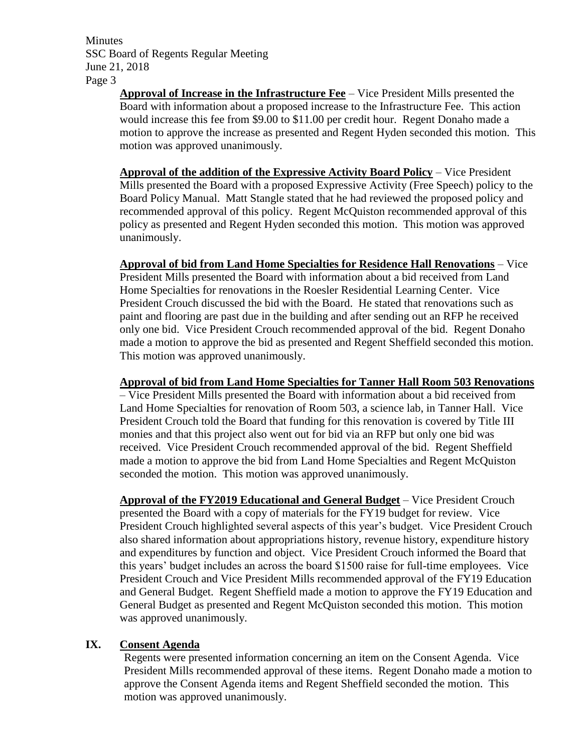**Approval of Increase in the Infrastructure Fee** – Vice President Mills presented the Board with information about a proposed increase to the Infrastructure Fee. This action would increase this fee from $9.00 to $11.00 per credit hour. Regent Donaho made a motion to approve the increase as presented and Regent Hyden seconded this motion. This motion was approved unanimously.

**Approval of the addition of the Expressive Activity Board Policy** – Vice President Mills presented the Board with a proposed Expressive Activity (Free Speech) policy to the Board Policy Manual. Matt Stangle stated that he had reviewed the proposed policy and recommended approval of this policy. Regent McQuiston recommended approval of this policy as presented and Regent Hyden seconded this motion. This motion was approved unanimously.

**Approval of bid from Land Home Specialties for Residence Hall Renovations** – Vice President Mills presented the Board with information about a bid received from Land Home Specialties for renovations in the Roesler Residential Learning Center. Vice President Crouch discussed the bid with the Board. He stated that renovations such as paint and flooring are past due in the building and after sending out an RFP he received only one bid. Vice President Crouch recommended approval of the bid. Regent Donaho made a motion to approve the bid as presented and Regent Sheffield seconded this motion. This motion was approved unanimously.

**Approval of bid from Land Home Specialties for Tanner Hall Room 503 Renovations** – Vice President Mills presented the Board with information about a bid received from Land Home Specialties for renovation of Room 503, a science lab, in Tanner Hall. Vice President Crouch told the Board that funding for this renovation is covered by Title III monies and that this project also went out for bid via an RFP but only one bid was received. Vice President Crouch recommended approval of the bid. Regent Sheffield made a motion to approve the bid from Land Home Specialties and Regent McQuiston seconded the motion. This motion was approved unanimously.

**Approval of the FY2019 Educational and General Budget** – Vice President Crouch presented the Board with a copy of materials for the FY19 budget for review. Vice President Crouch highlighted several aspects of this year's budget. Vice President Crouch also shared information about appropriations history, revenue history, expenditure history and expenditures by function and object. Vice President Crouch informed the Board that this years' budget includes an across the board $1500 raise for full-time employees. Vice President Crouch and Vice President Mills recommended approval of the FY19 Education and General Budget. Regent Sheffield made a motion to approve the FY19 Education and General Budget as presented and Regent McQuiston seconded this motion. This motion was approved unanimously.

## IX. Consent Agenda

Regents were presented information concerning an item on the Consent Agenda. Vice President Mills recommended approval of these items. Regent Donaho made a motion to approve the Consent Agenda items and Regent Sheffield seconded the motion. This motion was approved unanimously.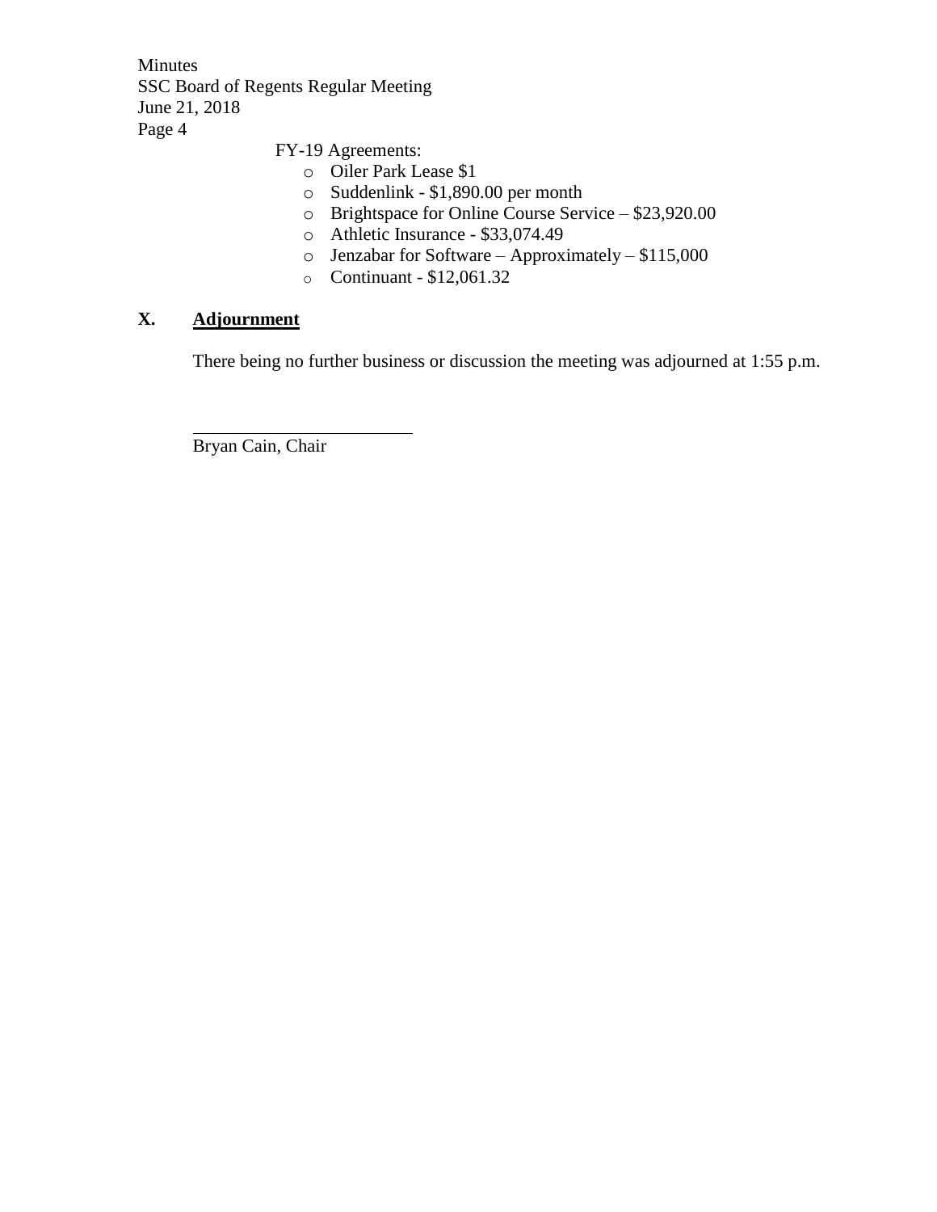FY-19 Agreements:

- Oiler Park Lease $1
- Suddenlink - $1,890.00 per month
- Brightspace for Online Course Service – $23,920.00
- Athletic Insurance - $33,074.49
- Jenzabar for Software – Approximately – $115,000
- Continuant - $12,061.32

## X. **Adjournment**

There being no further business or discussion the meeting was adjourned at 1:55 p.m.

\_\_\_\_\_\_\_\_\_\_\_\_\_\_\_\_\_\_\_\_\_\_\_\_\_\_

Bryan Cain, Chair